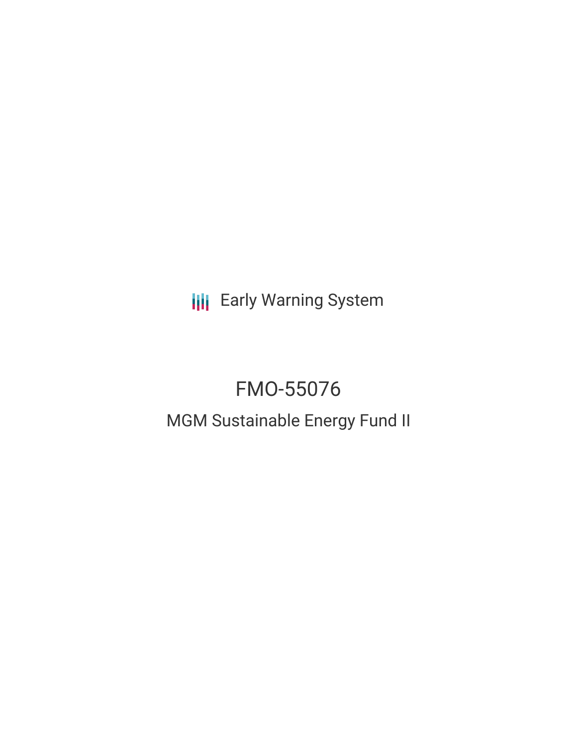Early Warning System

# FMO-55076

## MGM Sustainable Energy Fund II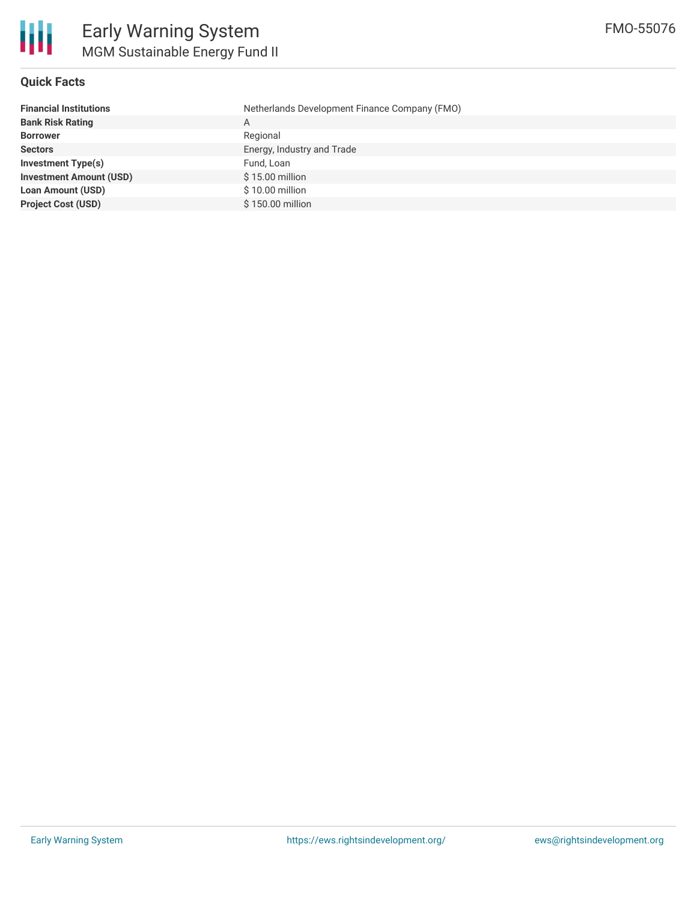## Quick Facts

| | |
|---|---|
| **Financial Institutions** | Netherlands Development Finance Company (FMO) |
| **Bank Risk Rating** | A |
| **Borrower** | Regional |
| **Sectors** | Energy, Industry and Trade |
| **Investment Type(s)** | Fund, Loan |
| **Investment Amount (USD)** | $ 15.00 million |
| **Loan Amount (USD)** | $ 10.00 million |
| **Project Cost (USD)** | $ 150.00 million |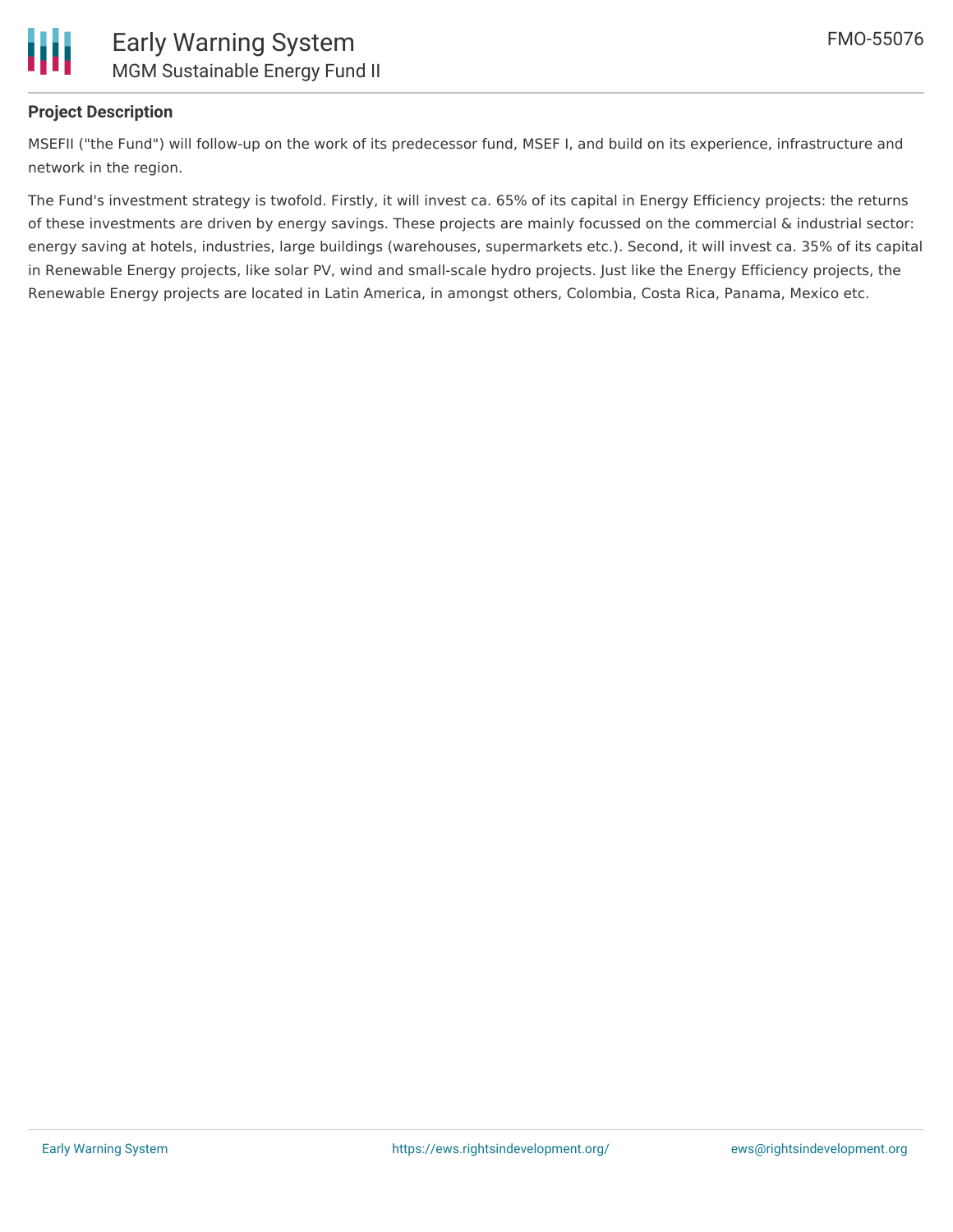**Project Description**

MSEFII ("the Fund") will follow-up on the work of its predecessor fund, MSEF I, and build on its experience, infrastructure and network in the region.

The Fund's investment strategy is twofold. Firstly, it will invest ca. 65% of its capital in Energy Efficiency projects: the returns of these investments are driven by energy savings. These projects are mainly focussed on the commercial & industrial sector: energy saving at hotels, industries, large buildings (warehouses, supermarkets etc.). Second, it will invest ca. 35% of its capital in Renewable Energy projects, like solar PV, wind and small-scale hydro projects. Just like the Energy Efficiency projects, the Renewable Energy projects are located in Latin America, in amongst others, Colombia, Costa Rica, Panama, Mexico etc.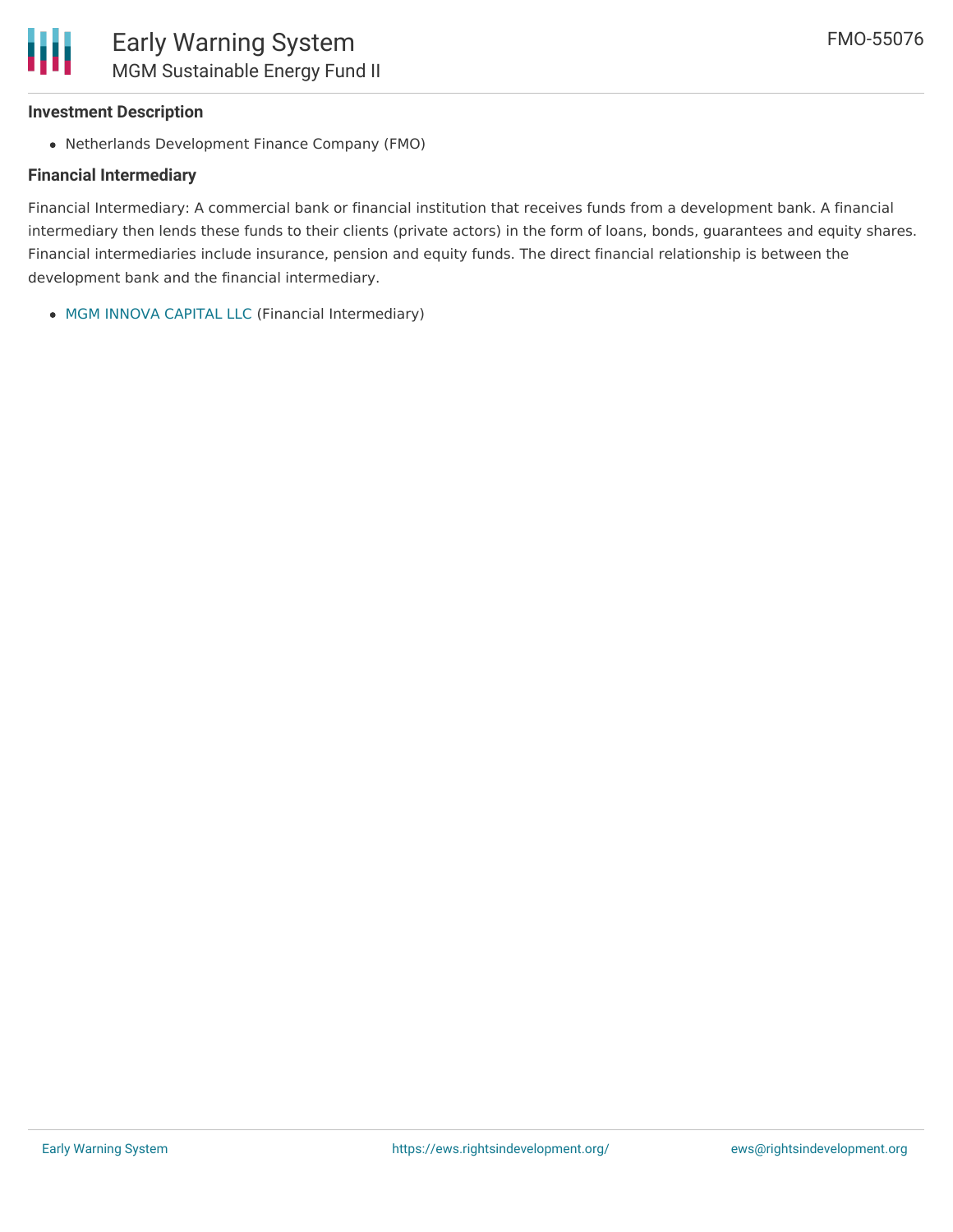### Investment Description

- Netherlands Development Finance Company (FMO)

### Financial Intermediary

Financial Intermediary: A commercial bank or financial institution that receives funds from a development bank. A financial intermediary then lends these funds to their clients (private actors) in the form of loans, bonds, guarantees and equity shares. Financial intermediaries include insurance, pension and equity funds. The direct financial relationship is between the development bank and the financial intermediary.

- MGM INNOVA CAPITAL LLC (Financial Intermediary)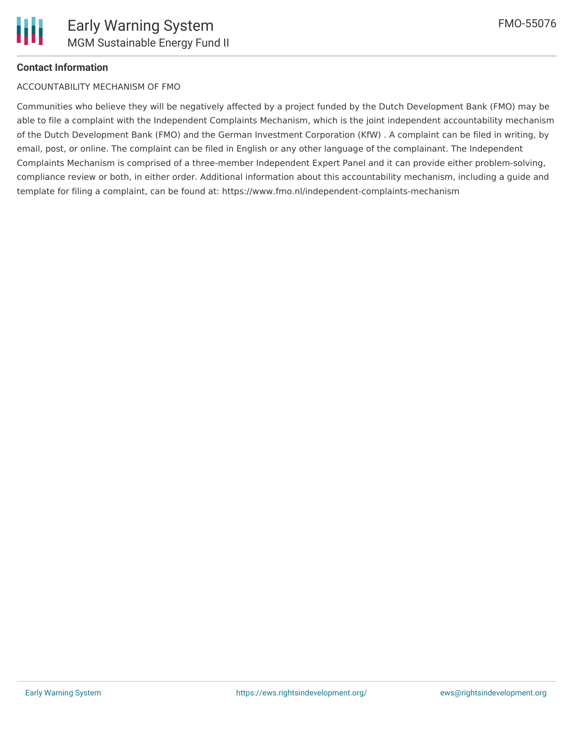**Contact Information**

ACCOUNTABILITY MECHANISM OF FMO

Communities who believe they will be negatively affected by a project funded by the Dutch Development Bank (FMO) may be able to file a complaint with the Independent Complaints Mechanism, which is the joint independent accountability mechanism of the Dutch Development Bank (FMO) and the German Investment Corporation (KfW) . A complaint can be filed in writing, by email, post, or online. The complaint can be filed in English or any other language of the complainant. The Independent Complaints Mechanism is comprised of a three-member Independent Expert Panel and it can provide either problem-solving, compliance review or both, in either order. Additional information about this accountability mechanism, including a guide and template for filing a complaint, can be found at: https://www.fmo.nl/independent-complaints-mechanism